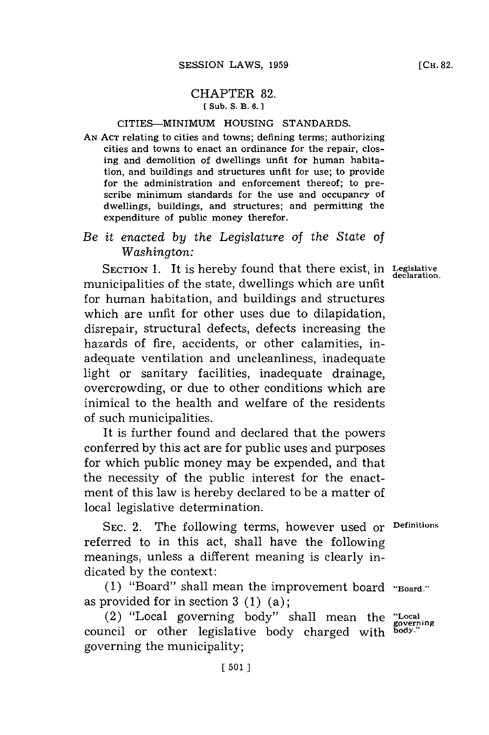# CHAPTER 82.

[ Sub. S. B. 6. ]

## CITIES—MINIMUM HOUSING STANDARDS.

AN ACT relating to cities and towns; defining terms; authorizing cities and towns to enact an ordinance for the repair, closing and demolition of dwellings unfit for human habitation, and buildings and structures unfit for use; to provide for the administration and enforcement thereof; to prescribe minimum standards for the use and occupancy of dwellings, buildings, and structures; and permitting the expenditure of public money therefor.

*Be it enacted by the Legislature of the State of Washington:*

SECTION 1. It is hereby found that there exist, in municipalities of the state, dwellings which are unfit for human habitation, and buildings and structures which are unfit for other uses due to dilapidation, disrepair, structural defects, defects increasing the hazards of fire, accidents, or other calamities, inadequate ventilation and uncleanliness, inadequate light or sanitary facilities, inadequate drainage, overcrowding, or due to other conditions which are inimical to the health and welfare of the residents of such municipalities. *Legislative declaration.*

It is further found and declared that the powers conferred by this act are for public uses and purposes for which public money may be expended, and that the necessity of the public interest for the enactment of this law is hereby declared to be a matter of local legislative determination.

SEC. 2. The following terms, however used or referred to in this act, shall have the following meanings, unless a different meaning is clearly indicated by the context: *Definitions*

(1) "Board" shall mean the improvement board as provided for in section 3 (1) (a); *"Board."*

(2) "Local governing body" shall mean the council or other legislative body charged with governing the municipality; *"Local governing body."*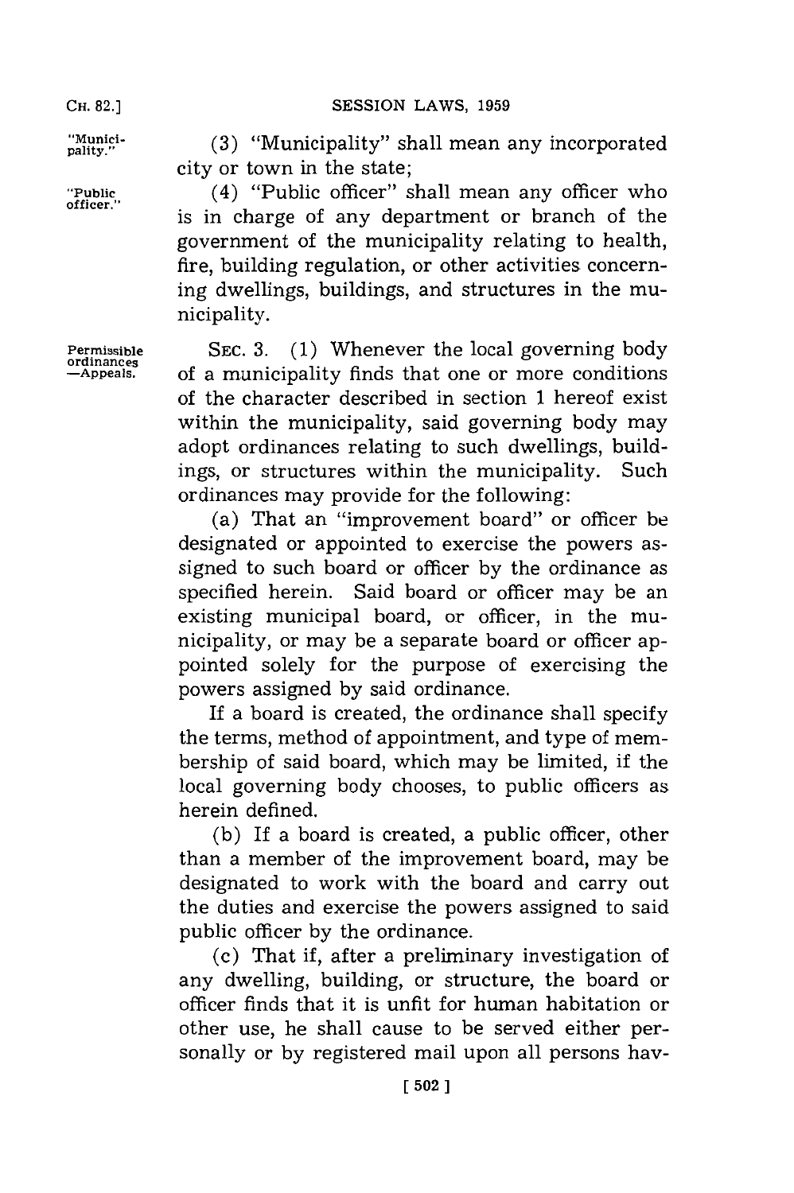"Municipality." (3) "Municipality" shall mean any incorporated city or town in the state;

"Public officer." (4) "Public officer" shall mean any officer who is in charge of any department or branch of the government of the municipality relating to health, fire, building regulation, or other activities concerning dwellings, buildings, and structures in the municipality.

Permissible ordinances —Appeals. SEC. 3. (1) Whenever the local governing body of a municipality finds that one or more conditions of the character described in section 1 hereof exist within the municipality, said governing body may adopt ordinances relating to such dwellings, buildings, or structures within the municipality. Such ordinances may provide for the following:

(a) That an "improvement board" or officer be designated or appointed to exercise the powers assigned to such board or officer by the ordinance as specified herein. Said board or officer may be an existing municipal board, or officer, in the municipality, or may be a separate board or officer appointed solely for the purpose of exercising the powers assigned by said ordinance.

If a board is created, the ordinance shall specify the terms, method of appointment, and type of membership of said board, which may be limited, if the local governing body chooses, to public officers as herein defined.

(b) If a board is created, a public officer, other than a member of the improvement board, may be designated to work with the board and carry out the duties and exercise the powers assigned to said public officer by the ordinance.

(c) That if, after a preliminary investigation of any dwelling, building, or structure, the board or officer finds that it is unfit for human habitation or other use, he shall cause to be served either personally or by registered mail upon all persons hav-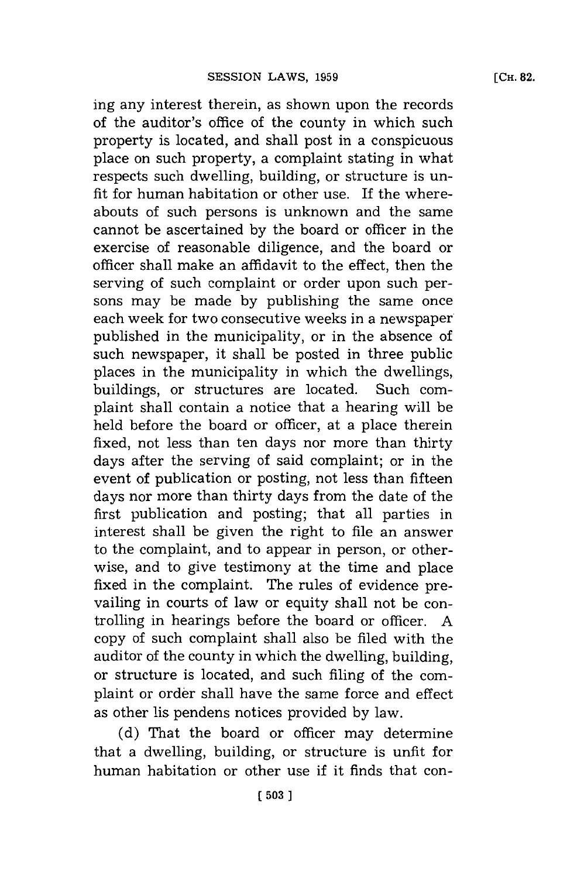ing any interest therein, as shown upon the records of the auditor's office of the county in which such property is located, and shall post in a conspicuous place on such property, a complaint stating in what respects such dwelling, building, or structure is unfit for human habitation or other use. If the whereabouts of such persons is unknown and the same cannot be ascertained by the board or officer in the exercise of reasonable diligence, and the board or officer shall make an affidavit to the effect, then the serving of such complaint or order upon such persons may be made by publishing the same once each week for two consecutive weeks in a newspaper published in the municipality, or in the absence of such newspaper, it shall be posted in three public places in the municipality in which the dwellings, buildings, or structures are located. Such complaint shall contain a notice that a hearing will be held before the board or officer, at a place therein fixed, not less than ten days nor more than thirty days after the serving of said complaint; or in the event of publication or posting, not less than fifteen days nor more than thirty days from the date of the first publication and posting; that all parties in interest shall be given the right to file an answer to the complaint, and to appear in person, or otherwise, and to give testimony at the time and place fixed in the complaint. The rules of evidence prevailing in courts of law or equity shall not be controlling in hearings before the board or officer. A copy of such complaint shall also be filed with the auditor of the county in which the dwelling, building, or structure is located, and such filing of the complaint or order shall have the same force and effect as other lis pendens notices provided by law.

(d) That the board or officer may determine that a dwelling, building, or structure is unfit for human habitation or other use if it finds that con-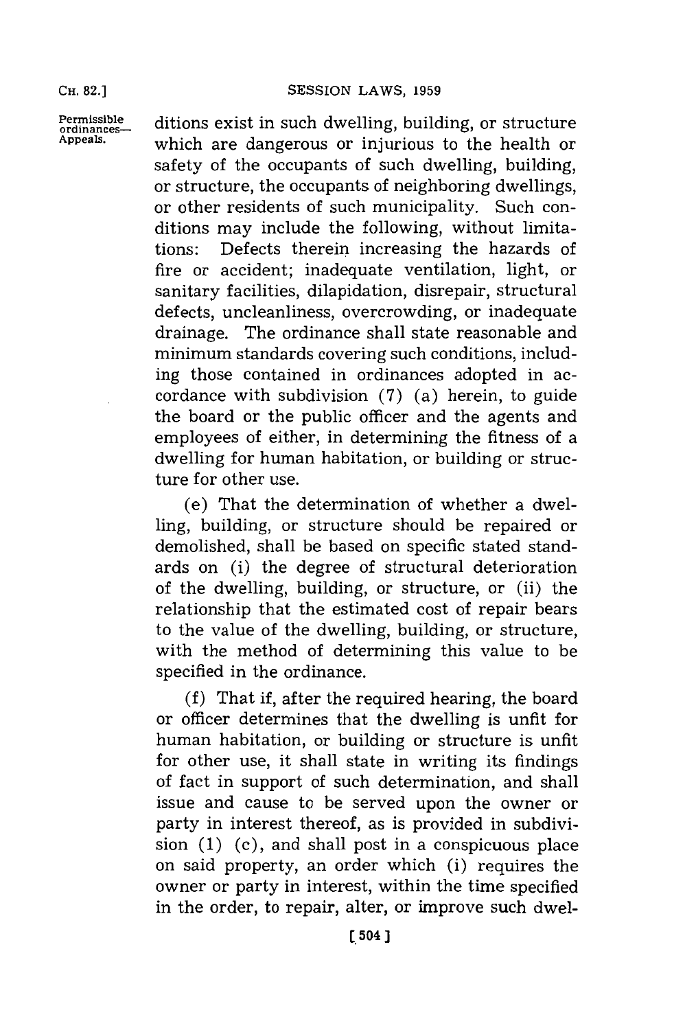ditions exist in such dwelling, building, or structure which are dangerous or injurious to the health or safety of the occupants of such dwelling, building, or structure, the occupants of neighboring dwellings, or other residents of such municipality. Such conditions may include the following, without limitations: Defects therein increasing the hazards of fire or accident; inadequate ventilation, light, or sanitary facilities, dilapidation, disrepair, structural defects, uncleanliness, overcrowding, or inadequate drainage. The ordinance shall state reasonable and minimum standards covering such conditions, including those contained in ordinances adopted in accordance with subdivision (7) (a) herein, to guide the board or the public officer and the agents and employees of either, in determining the fitness of a dwelling for human habitation, or building or structure for other use.

(e) That the determination of whether a dwelling, building, or structure should be repaired or demolished, shall be based on specific stated standards on (i) the degree of structural deterioration of the dwelling, building, or structure, or (ii) the relationship that the estimated cost of repair bears to the value of the dwelling, building, or structure, with the method of determining this value to be specified in the ordinance.

(f) That if, after the required hearing, the board or officer determines that the dwelling is unfit for human habitation, or building or structure is unfit for other use, it shall state in writing its findings of fact in support of such determination, and shall issue and cause to be served upon the owner or party in interest thereof, as is provided in subdivision (1) (c), and shall post in a conspicuous place on said property, an order which (i) requires the owner or party in interest, within the time specified in the order, to repair, alter, or improve such dwel-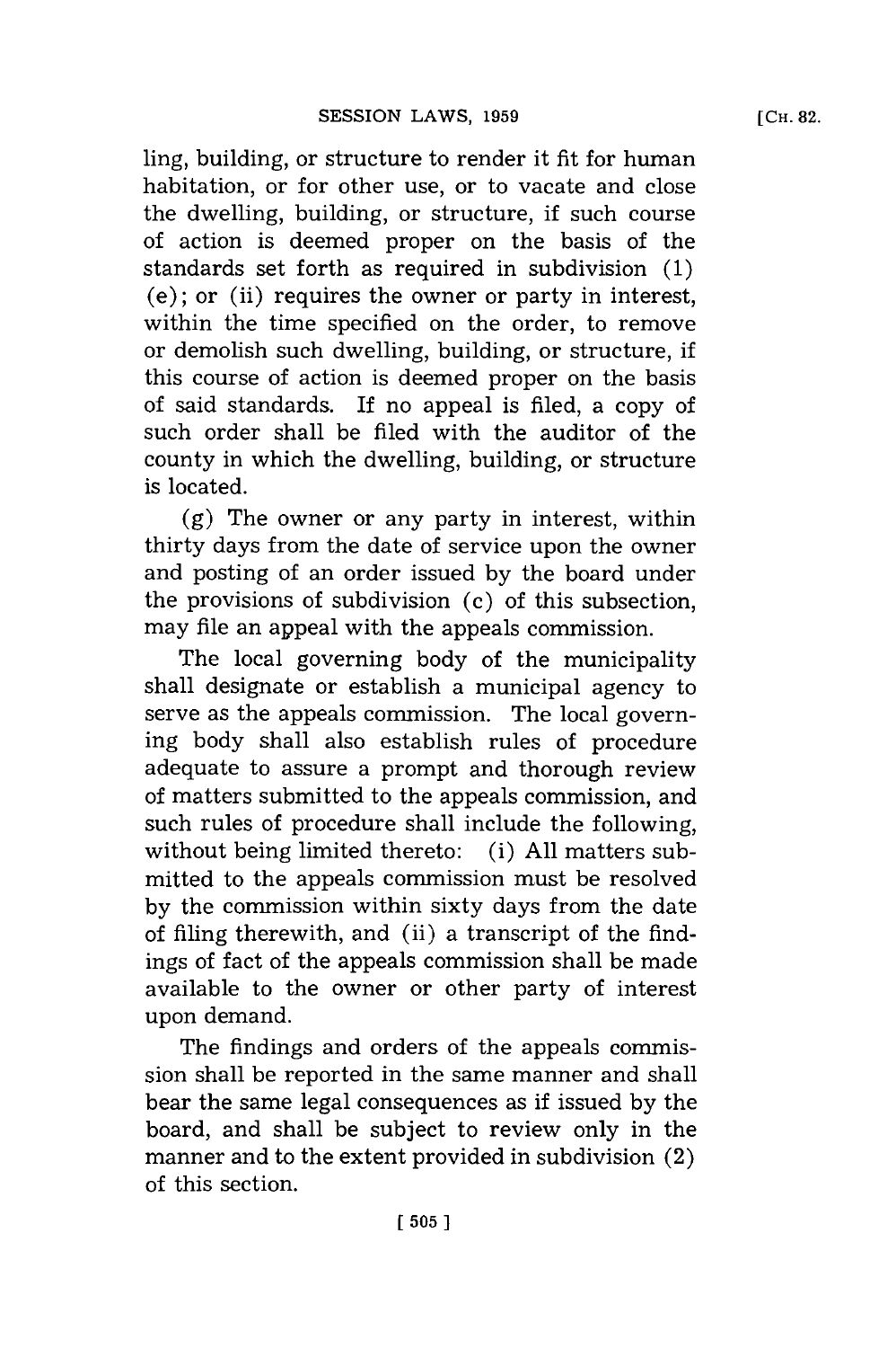ling, building, or structure to render it fit for human habitation, or for other use, or to vacate and close the dwelling, building, or structure, if such course of action is deemed proper on the basis of the standards set forth as required in subdivision (1) (e); or (ii) requires the owner or party in interest, within the time specified on the order, to remove or demolish such dwelling, building, or structure, if this course of action is deemed proper on the basis of said standards. If no appeal is filed, a copy of such order shall be filed with the auditor of the county in which the dwelling, building, or structure is located.

(g) The owner or any party in interest, within thirty days from the date of service upon the owner and posting of an order issued by the board under the provisions of subdivision (c) of this subsection, may file an appeal with the appeals commission.

The local governing body of the municipality shall designate or establish a municipal agency to serve as the appeals commission. The local governing body shall also establish rules of procedure adequate to assure a prompt and thorough review of matters submitted to the appeals commission, and such rules of procedure shall include the following, without being limited thereto: (i) All matters submitted to the appeals commission must be resolved by the commission within sixty days from the date of filing therewith, and (ii) a transcript of the findings of fact of the appeals commission shall be made available to the owner or other party of interest upon demand.

The findings and orders of the appeals commission shall be reported in the same manner and shall bear the same legal consequences as if issued by the board, and shall be subject to review only in the manner and to the extent provided in subdivision (2) of this section.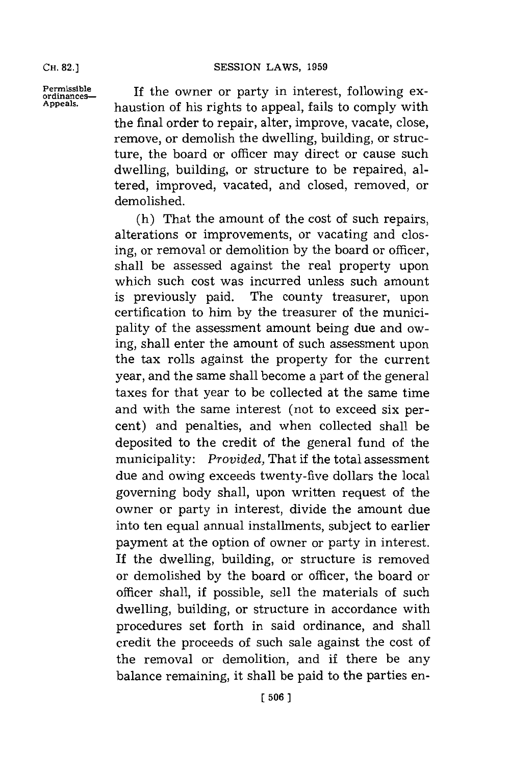Permissible ordinances—Appeals.

If the owner or party in interest, following exhaustion of his rights to appeal, fails to comply with the final order to repair, alter, improve, vacate, close, remove, or demolish the dwelling, building, or structure, the board or officer may direct or cause such dwelling, building, or structure to be repaired, altered, improved, vacated, and closed, removed, or demolished.

(h) That the amount of the cost of such repairs, alterations or improvements, or vacating and closing, or removal or demolition by the board or officer, shall be assessed against the real property upon which such cost was incurred unless such amount is previously paid. The county treasurer, upon certification to him by the treasurer of the municipality of the assessment amount being due and owing, shall enter the amount of such assessment upon the tax rolls against the property for the current year, and the same shall become a part of the general taxes for that year to be collected at the same time and with the same interest (not to exceed six percent) and penalties, and when collected shall be deposited to the credit of the general fund of the municipality: *Provided,* That if the total assessment due and owing exceeds twenty-five dollars the local governing body shall, upon written request of the owner or party in interest, divide the amount due into ten equal annual installments, subject to earlier payment at the option of owner or party in interest. If the dwelling, building, or structure is removed or demolished by the board or officer, the board or officer shall, if possible, sell the materials of such dwelling, building, or structure in accordance with procedures set forth in said ordinance, and shall credit the proceeds of such sale against the cost of the removal or demolition, and if there be any balance remaining, it shall be paid to the parties en-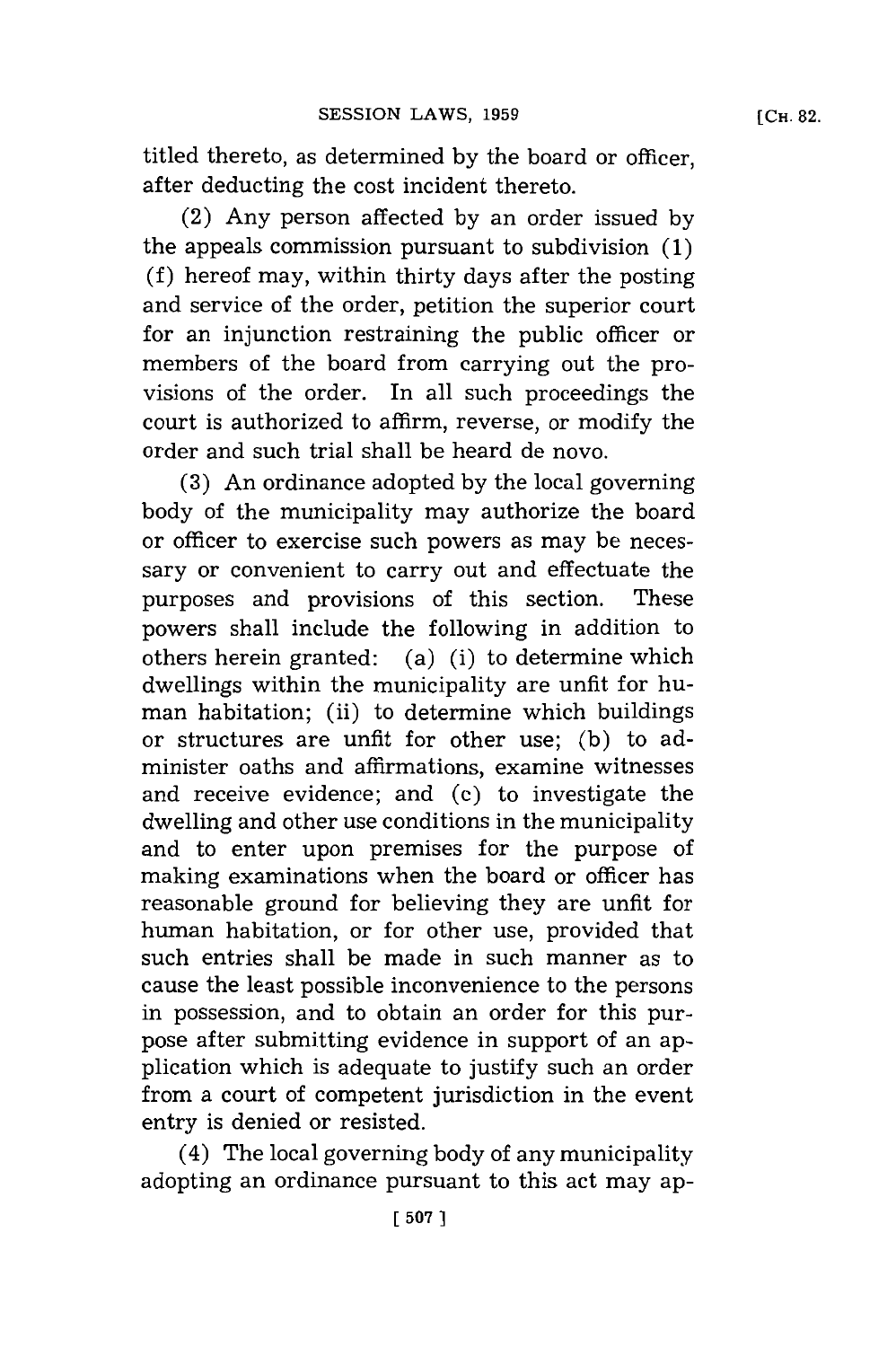titled thereto, as determined by the board or officer, after deducting the cost incident thereto.

(2) Any person affected by an order issued by the appeals commission pursuant to subdivision (1) (f) hereof may, within thirty days after the posting and service of the order, petition the superior court for an injunction restraining the public officer or members of the board from carrying out the provisions of the order. In all such proceedings the court is authorized to affirm, reverse, or modify the order and such trial shall be heard de novo.

(3) An ordinance adopted by the local governing body of the municipality may authorize the board or officer to exercise such powers as may be necessary or convenient to carry out and effectuate the purposes and provisions of this section. These powers shall include the following in addition to others herein granted: (a) (i) to determine which dwellings within the municipality are unfit for human habitation; (ii) to determine which buildings or structures are unfit for other use; (b) to administer oaths and affirmations, examine witnesses and receive evidence; and (c) to investigate the dwelling and other use conditions in the municipality and to enter upon premises for the purpose of making examinations when the board or officer has reasonable ground for believing they are unfit for human habitation, or for other use, provided that such entries shall be made in such manner as to cause the least possible inconvenience to the persons in possession, and to obtain an order for this purpose after submitting evidence in support of an application which is adequate to justify such an order from a court of competent jurisdiction in the event entry is denied or resisted.

(4) The local governing body of any municipality adopting an ordinance pursuant to this act may ap-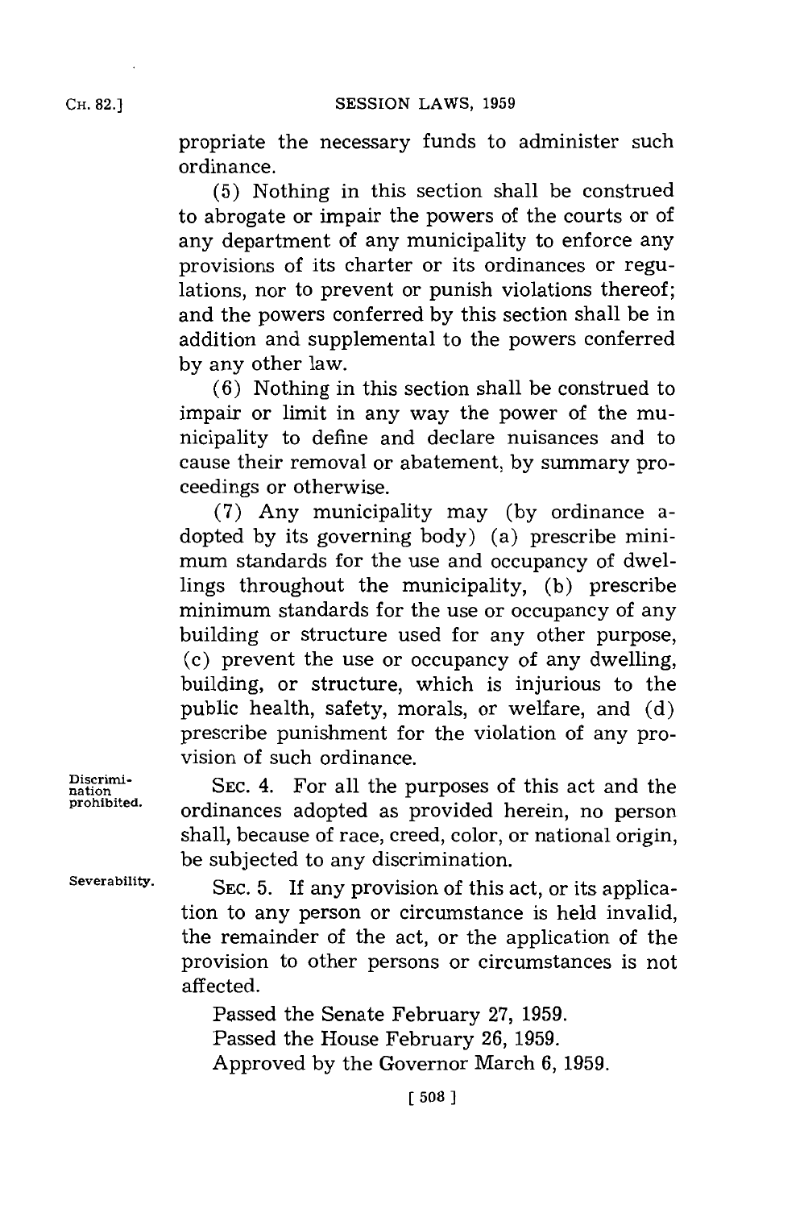propriate the necessary funds to administer such ordinance.

(5) Nothing in this section shall be construed to abrogate or impair the powers of the courts or of any department of any municipality to enforce any provisions of its charter or its ordinances or regulations, nor to prevent or punish violations thereof; and the powers conferred by this section shall be in addition and supplemental to the powers conferred by any other law.

(6) Nothing in this section shall be construed to impair or limit in any way the power of the municipality to define and declare nuisances and to cause their removal or abatement, by summary proceedings or otherwise.

(7) Any municipality may (by ordinance adopted by its governing body) (a) prescribe minimum standards for the use and occupancy of dwellings throughout the municipality, (b) prescribe minimum standards for the use or occupancy of any building or structure used for any other purpose, (c) prevent the use or occupancy of any dwelling, building, or structure, which is injurious to the public health, safety, morals, or welfare, and (d) prescribe punishment for the violation of any provision of such ordinance.

Discrimination prohibited.

SEC. 4. For all the purposes of this act and the ordinances adopted as provided herein, no person shall, because of race, creed, color, or national origin, be subjected to any discrimination.

Severability.

SEC. 5. If any provision of this act, or its application to any person or circumstance is held invalid, the remainder of the act, or the application of the provision to other persons or circumstances is not affected.

Passed the Senate February 27, 1959.
Passed the House February 26, 1959.
Approved by the Governor March 6, 1959.